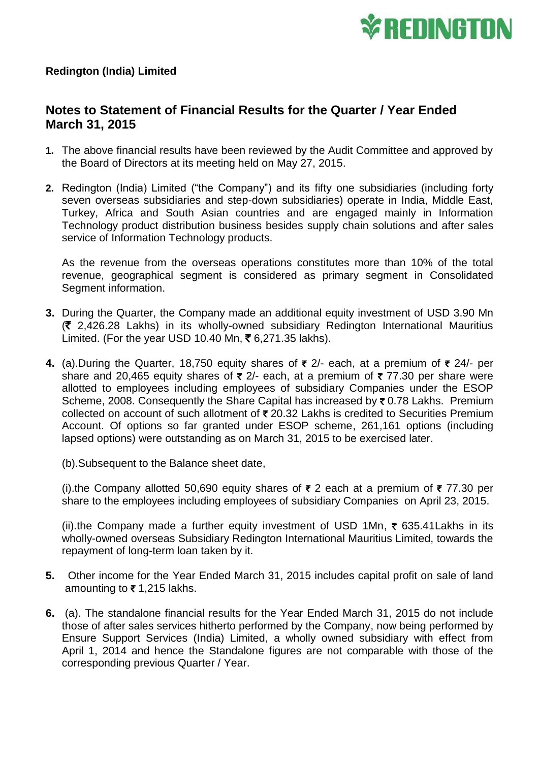**Redington (India) Limited**

## Notes to Statement of Financial Results for the Quarter / Year Ended March 31, 2015

1. The above financial results have been reviewed by the Audit Committee and approved by the Board of Directors at its meeting held on May 27, 2015.

2. Redington (India) Limited ("the Company") and its fifty one subsidiaries (including forty seven overseas subsidiaries and step-down subsidiaries) operate in India, Middle East, Turkey, Africa and South Asian countries and are engaged mainly in Information Technology product distribution business besides supply chain solutions and after sales service of Information Technology products.

   As the revenue from the overseas operations constitutes more than 10% of the total revenue, geographical segment is considered as primary segment in Consolidated Segment information.

3. During the Quarter, the Company made an additional equity investment of USD 3.90 Mn (₹ 2,426.28 Lakhs) in its wholly-owned subsidiary Redington International Mauritius Limited. (For the year USD 10.40 Mn, ₹ 6,271.35 lakhs).

4. (a).During the Quarter, 18,750 equity shares of ₹ 2/- each, at a premium of ₹ 24/- per share and 20,465 equity shares of ₹ 2/- each, at a premium of ₹ 77.30 per share were allotted to employees including employees of subsidiary Companies under the ESOP Scheme, 2008. Consequently the Share Capital has increased by ₹ 0.78 Lakhs. Premium collected on account of such allotment of ₹ 20.32 Lakhs is credited to Securities Premium Account. Of options so far granted under ESOP scheme, 261,161 options (including lapsed options) were outstanding as on March 31, 2015 to be exercised later.

   (b).Subsequent to the Balance sheet date,

   (i).the Company allotted 50,690 equity shares of ₹ 2 each at a premium of ₹ 77.30 per share to the employees including employees of subsidiary Companies on April 23, 2015.

   (ii).the Company made a further equity investment of USD 1Mn, ₹ 635.41Lakhs in its wholly-owned overseas Subsidiary Redington International Mauritius Limited, towards the repayment of long-term loan taken by it.

5. Other income for the Year Ended March 31, 2015 includes capital profit on sale of land amounting to ₹ 1,215 lakhs.

6. (a). The standalone financial results for the Year Ended March 31, 2015 do not include those of after sales services hitherto performed by the Company, now being performed by Ensure Support Services (India) Limited, a wholly owned subsidiary with effect from April 1, 2014 and hence the Standalone figures are not comparable with those of the corresponding previous Quarter / Year.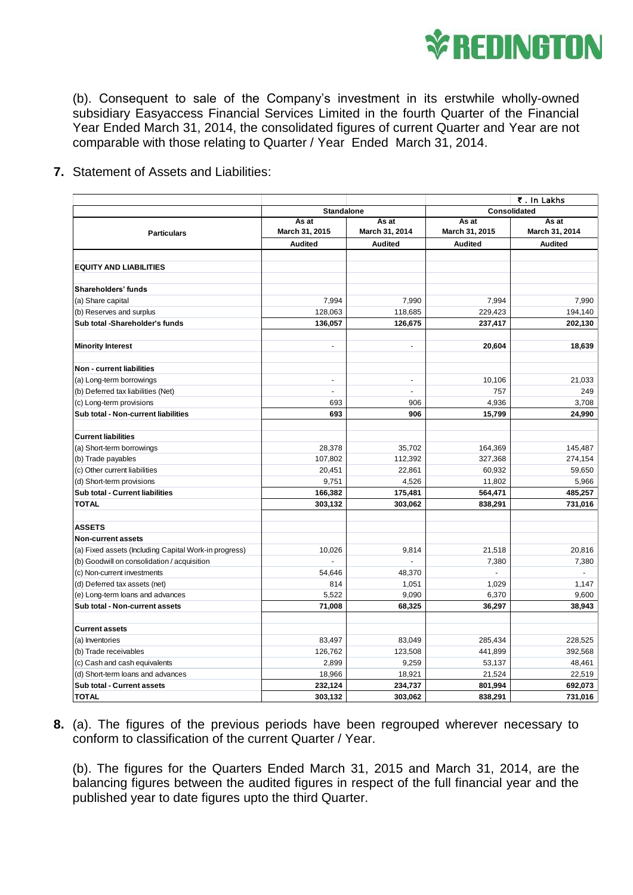(b). Consequent to sale of the Company's investment in its erstwhile wholly-owned subsidiary Easyaccess Financial Services Limited in the fourth Quarter of the Financial Year Ended March 31, 2014, the consolidated figures of current Quarter and Year are not comparable with those relating to Quarter / Year Ended March 31, 2014.

**7.** Statement of Assets and Liabilities:

| | | | | ₹. In Lakhs |
|---|---|---|---|---|
| | Standalone | | Consolidated | |
| Particulars | As at March 31, 2015 | As at March 31, 2014 | As at March 31, 2015 | As at March 31, 2014 |
| | Audited | Audited | Audited | Audited |
| **EQUITY AND LIABILITIES** | | | | |
| **Shareholders' funds** | | | | |
| (a) Share capital | 7,994 | 7,990 | 7,994 | 7,990 |
| (b) Reserves and surplus | 128,063 | 118,685 | 229,423 | 194,140 |
| **Sub total -Shareholder's funds** | **136,057** | **126,675** | **237,417** | **202,130** |
| **Minority Interest** | - | - | **20,604** | **18,639** |
| **Non - current liabilities** | | | | |
| (a) Long-term borrowings | - | - | 10,106 | 21,033 |
| (b) Deferred tax liabilities (Net) | - | - | 757 | 249 |
| (c) Long-term provisions | 693 | 906 | 4,936 | 3,708 |
| **Sub total - Non-current liabilities** | **693** | **906** | **15,799** | **24,990** |
| **Current liabilities** | | | | |
| (a) Short-term borrowings | 28,378 | 35,702 | 164,369 | 145,487 |
| (b) Trade payables | 107,802 | 112,392 | 327,368 | 274,154 |
| (c) Other current liabilities | 20,451 | 22,861 | 60,932 | 59,650 |
| (d) Short-term provisions | 9,751 | 4,526 | 11,802 | 5,966 |
| **Sub total - Current liabilities** | **166,382** | **175,481** | **564,471** | **485,257** |
| **TOTAL** | **303,132** | **303,062** | **838,291** | **731,016** |
| **ASSETS** | | | | |
| **Non-current assets** | | | | |
| (a) Fixed assets (Including Capital Work-in progress) | 10,026 | 9,814 | 21,518 | 20,816 |
| (b) Goodwill on consolidation / acquisition | - | - | 7,380 | 7,380 |
| (c) Non-current investments | 54,646 | 48,370 | - | - |
| (d) Deferred tax assets (net) | 814 | 1,051 | 1,029 | 1,147 |
| (e) Long-term loans and advances | 5,522 | 9,090 | 6,370 | 9,600 |
| **Sub total - Non-current assets** | **71,008** | **68,325** | **36,297** | **38,943** |
| **Current assets** | | | | |
| (a) Inventories | 83,497 | 83,049 | 285,434 | 228,525 |
| (b) Trade receivables | 126,762 | 123,508 | 441,899 | 392,568 |
| (c) Cash and cash equivalents | 2,899 | 9,259 | 53,137 | 48,461 |
| (d) Short-term loans and advances | 18,966 | 18,921 | 21,524 | 22,519 |
| **Sub total - Current assets** | **232,124** | **234,737** | **801,994** | **692,073** |
| **TOTAL** | **303,132** | **303,062** | **838,291** | **731,016** |

**8.** (a). The figures of the previous periods have been regrouped wherever necessary to conform to classification of the current Quarter / Year.

(b). The figures for the Quarters Ended March 31, 2015 and March 31, 2014, are the balancing figures between the audited figures in respect of the full financial year and the published year to date figures upto the third Quarter.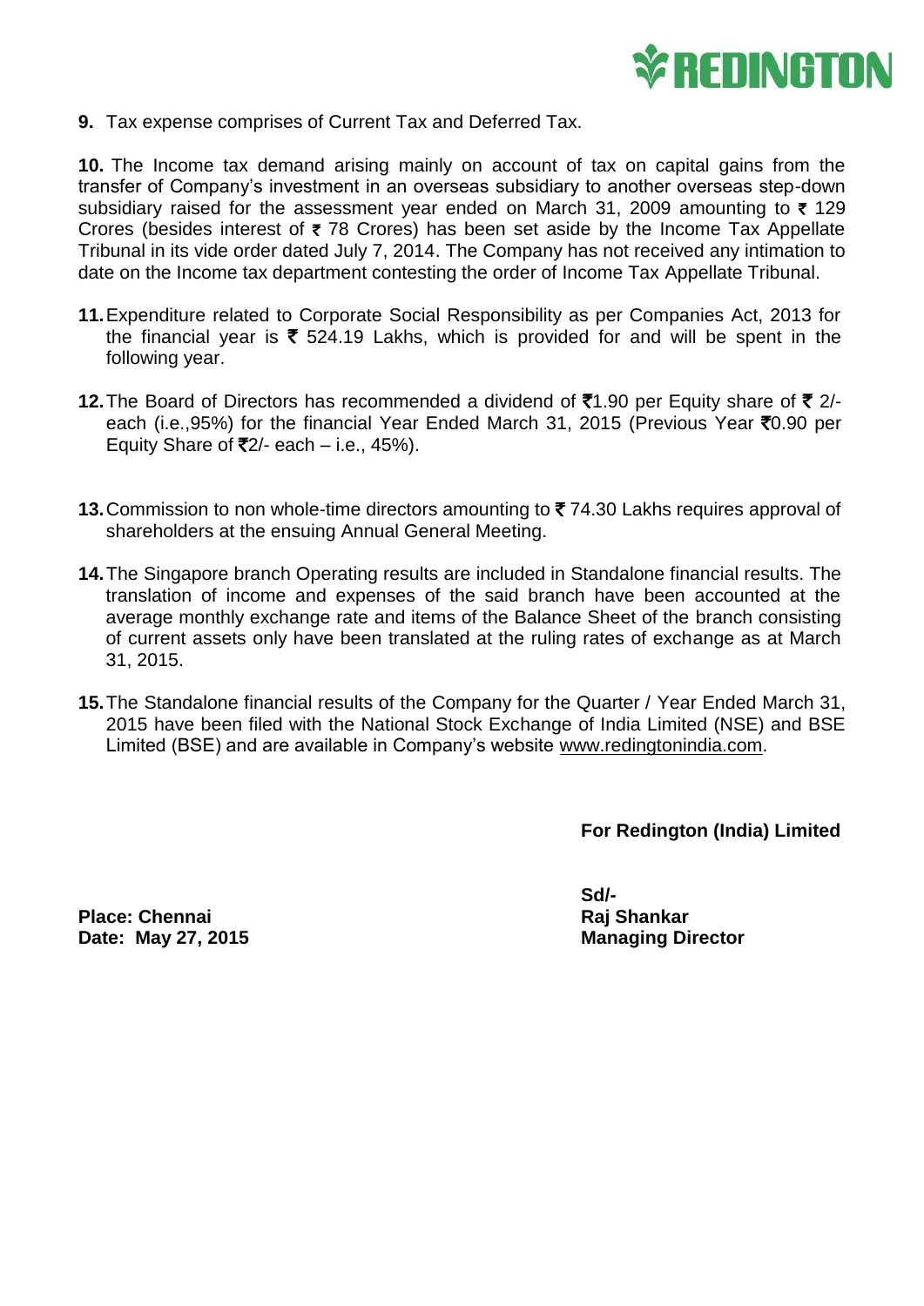**9.** Tax expense comprises of Current Tax and Deferred Tax.

**10.** The Income tax demand arising mainly on account of tax on capital gains from the transfer of Company's investment in an overseas subsidiary to another overseas step-down subsidiary raised for the assessment year ended on March 31, 2009 amounting to ₹ 129 Crores (besides interest of ₹ 78 Crores) has been set aside by the Income Tax Appellate Tribunal in its vide order dated July 7, 2014. The Company has not received any intimation to date on the Income tax department contesting the order of Income Tax Appellate Tribunal.

**11.** Expenditure related to Corporate Social Responsibility as per Companies Act, 2013 for the financial year is ₹ 524.19 Lakhs, which is provided for and will be spent in the following year.

**12.** The Board of Directors has recommended a dividend of ₹1.90 per Equity share of ₹ 2/- each (i.e.,95%) for the financial Year Ended March 31, 2015 (Previous Year ₹0.90 per Equity Share of ₹2/- each – i.e., 45%).

**13.** Commission to non whole-time directors amounting to ₹ 74.30 Lakhs requires approval of shareholders at the ensuing Annual General Meeting.

**14.** The Singapore branch Operating results are included in Standalone financial results. The translation of income and expenses of the said branch have been accounted at the average monthly exchange rate and items of the Balance Sheet of the branch consisting of current assets only have been translated at the ruling rates of exchange as at March 31, 2015.

**15.** The Standalone financial results of the Company for the Quarter / Year Ended March 31, 2015 have been filed with the National Stock Exchange of India Limited (NSE) and BSE Limited (BSE) and are available in Company's website www.redingtonindia.com.

**For Redington (India) Limited**

**Sd/-**
**Raj Shankar**
**Managing Director**

**Place: Chennai**
**Date: May 27, 2015**